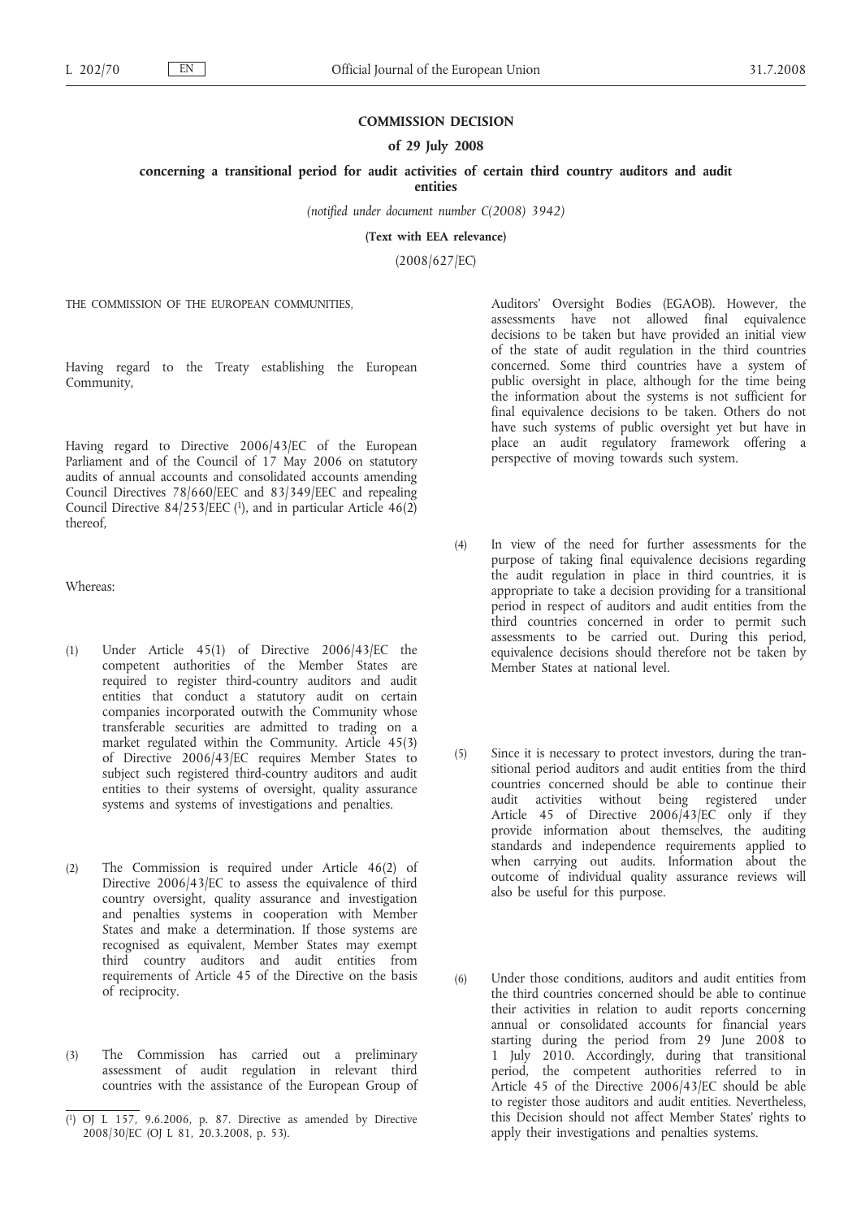**COMMISSION DECISION**

**of 29 July 2008**

**concerning a transitional period for audit activities of certain third country auditors and audit entities**

*(notified under document number C(2008) 3942)*

**(Text with EEA relevance)**

(2008/627/EC)

THE COMMISSION OF THE EUROPEAN COMMUNITIES,

Having regard to the Treaty establishing the European Community,

Having regard to Directive 2006/43/EC of the European Parliament and of the Council of 17 May 2006 on statutory audits of annual accounts and consolidated accounts amending Council Directives 78/660/EEC and 83/349/EEC and repealing Council Directive 84/253/EEC [1], and in particular Article 46(2) thereof,

Whereas:

(1) Under Article 45(1) of Directive 2006/43/EC the competent authorities of the Member States are required to register third-country auditors and audit entities that conduct a statutory audit on certain companies incorporated outwith the Community whose transferable securities are admitted to trading on a market regulated within the Community. Article 45(3) of Directive 2006/43/EC requires Member States to subject such registered third-country auditors and audit entities to their systems of oversight, quality assurance systems and systems of investigations and penalties.

(2) The Commission is required under Article 46(2) of Directive 2006/43/EC to assess the equivalence of third country oversight, quality assurance and investigation and penalties systems in cooperation with Member States and make a determination. If those systems are recognised as equivalent, Member States may exempt third country auditors and audit entities from requirements of Article 45 of the Directive on the basis of reciprocity.

(3) The Commission has carried out a preliminary assessment of audit regulation in relevant third countries with the assistance of the European Group of Auditors' Oversight Bodies (EGAOB). However, the assessments have not allowed final equivalence decisions to be taken but have provided an initial view of the state of audit regulation in the third countries concerned. Some third countries have a system of public oversight in place, although for the time being the information about the systems is not sufficient for final equivalence decisions to be taken. Others do not have such systems of public oversight yet but have in place an audit regulatory framework offering a perspective of moving towards such system.

(4) In view of the need for further assessments for the purpose of taking final equivalence decisions regarding the audit regulation in place in third countries, it is appropriate to take a decision providing for a transitional period in respect of auditors and audit entities from the third countries concerned in order to permit such assessments to be carried out. During this period, equivalence decisions should therefore not be taken by Member States at national level.

(5) Since it is necessary to protect investors, during the transitional period auditors and audit entities from the third countries concerned should be able to continue their audit activities without being registered under Article 45 of Directive 2006/43/EC only if they provide information about themselves, the auditing standards and independence requirements applied to when carrying out audits. Information about the outcome of individual quality assurance reviews will also be useful for this purpose.

(6) Under those conditions, auditors and audit entities from the third countries concerned should be able to continue their activities in relation to audit reports concerning annual or consolidated accounts for financial years starting during the period from 29 June 2008 to 1 July 2010. Accordingly, during that transitional period, the competent authorities referred to in Article 45 of the Directive 2006/43/EC should be able to register those auditors and audit entities. Nevertheless, this Decision should not affect Member States' rights to apply their investigations and penalties systems.

---

[1] OJ L 157, 9.6.2006, p. 87. Directive as amended by Directive 2008/30/EC (OJ L 81, 20.3.2008, p. 53).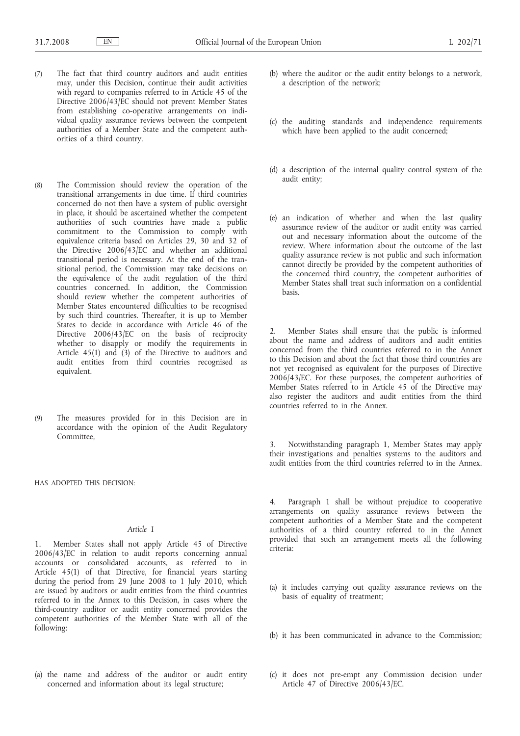(7) The fact that third country auditors and audit entities may, under this Decision, continue their audit activities with regard to companies referred to in Article 45 of the Directive 2006/43/EC should not prevent Member States from establishing co-operative arrangements on individual quality assurance reviews between the competent authorities of a Member State and the competent authorities of a third country.

(8) The Commission should review the operation of the transitional arrangements in due time. If third countries concerned do not then have a system of public oversight in place, it should be ascertained whether the competent authorities of such countries have made a public commitment to the Commission to comply with equivalence criteria based on Articles 29, 30 and 32 of the Directive 2006/43/EC and whether an additional transitional period is necessary. At the end of the transitional period, the Commission may take decisions on the equivalence of the audit regulation of the third countries concerned. In addition, the Commission should review whether the competent authorities of Member States encountered difficulties to be recognised by such third countries. Thereafter, it is up to Member States to decide in accordance with Article 46 of the Directive 2006/43/EC on the basis of reciprocity whether to disapply or modify the requirements in Article 45(1) and (3) of the Directive to auditors and audit entities from third countries recognised as equivalent.

(9) The measures provided for in this Decision are in accordance with the opinion of the Audit Regulatory Committee,

HAS ADOPTED THIS DECISION:

*Article 1*

1. Member States shall not apply Article 45 of Directive 2006/43/EC in relation to audit reports concerning annual accounts or consolidated accounts, as referred to in Article 45(1) of that Directive, for financial years starting during the period from 29 June 2008 to 1 July 2010, which are issued by auditors or audit entities from the third countries referred to in the Annex to this Decision, in cases where the third-country auditor or audit entity concerned provides the competent authorities of the Member State with all of the following:

(a) the name and address of the auditor or audit entity concerned and information about its legal structure;

(b) where the auditor or the audit entity belongs to a network, a description of the network;

(c) the auditing standards and independence requirements which have been applied to the audit concerned;

(d) a description of the internal quality control system of the audit entity;

(e) an indication of whether and when the last quality assurance review of the auditor or audit entity was carried out and necessary information about the outcome of the review. Where information about the outcome of the last quality assurance review is not public and such information cannot directly be provided by the competent authorities of the concerned third country, the competent authorities of Member States shall treat such information on a confidential basis.

2. Member States shall ensure that the public is informed about the name and address of auditors and audit entities concerned from the third countries referred to in the Annex to this Decision and about the fact that those third countries are not yet recognised as equivalent for the purposes of Directive 2006/43/EC. For these purposes, the competent authorities of Member States referred to in Article 45 of the Directive may also register the auditors and audit entities from the third countries referred to in the Annex.

3. Notwithstanding paragraph 1, Member States may apply their investigations and penalties systems to the auditors and audit entities from the third countries referred to in the Annex.

4. Paragraph 1 shall be without prejudice to cooperative arrangements on quality assurance reviews between the competent authorities of a Member State and the competent authorities of a third country referred to in the Annex provided that such an arrangement meets all the following criteria:

(a) it includes carrying out quality assurance reviews on the basis of equality of treatment;

(b) it has been communicated in advance to the Commission;

(c) it does not pre-empt any Commission decision under Article 47 of Directive 2006/43/EC.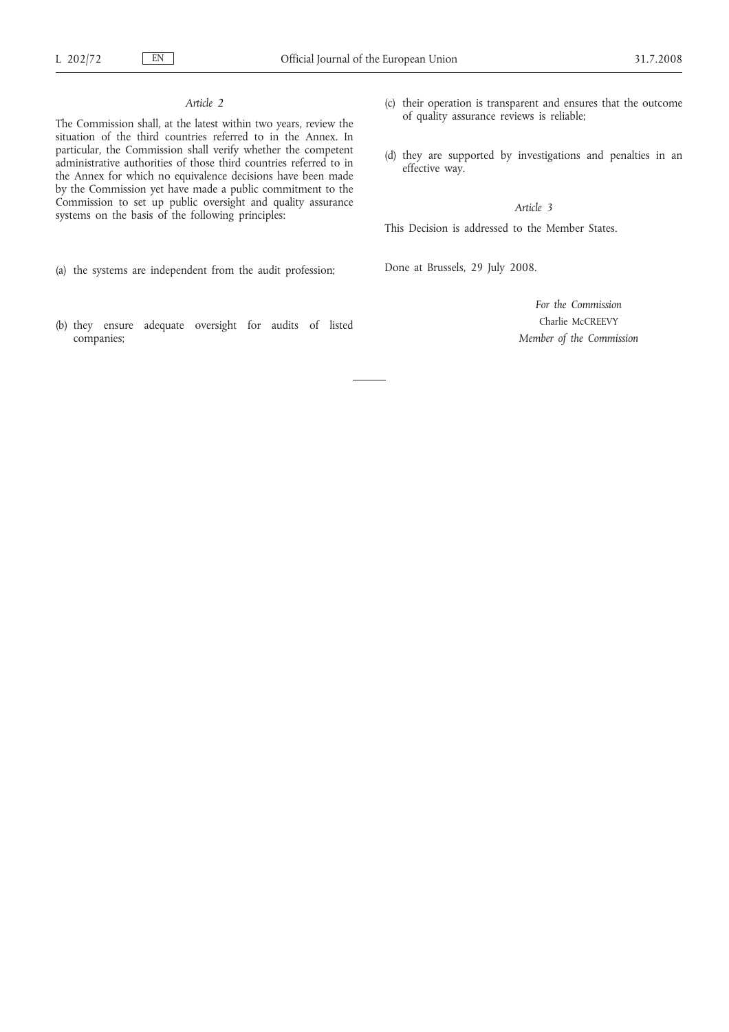*Article 2*

The Commission shall, at the latest within two years, review the situation of the third countries referred to in the Annex. In particular, the Commission shall verify whether the competent administrative authorities of those third countries referred to in the Annex for which no equivalence decisions have been made by the Commission yet have made a public commitment to the Commission to set up public oversight and quality assurance systems on the basis of the following principles:

(a) the systems are independent from the audit profession;

(b) they ensure adequate oversight for audits of listed companies;

(c) their operation is transparent and ensures that the outcome of quality assurance reviews is reliable;

(d) they are supported by investigations and penalties in an effective way.

*Article 3*

This Decision is addressed to the Member States.

Done at Brussels, 29 July 2008.

*For the Commission*

Charlie McCREEVY

*Member of the Commission*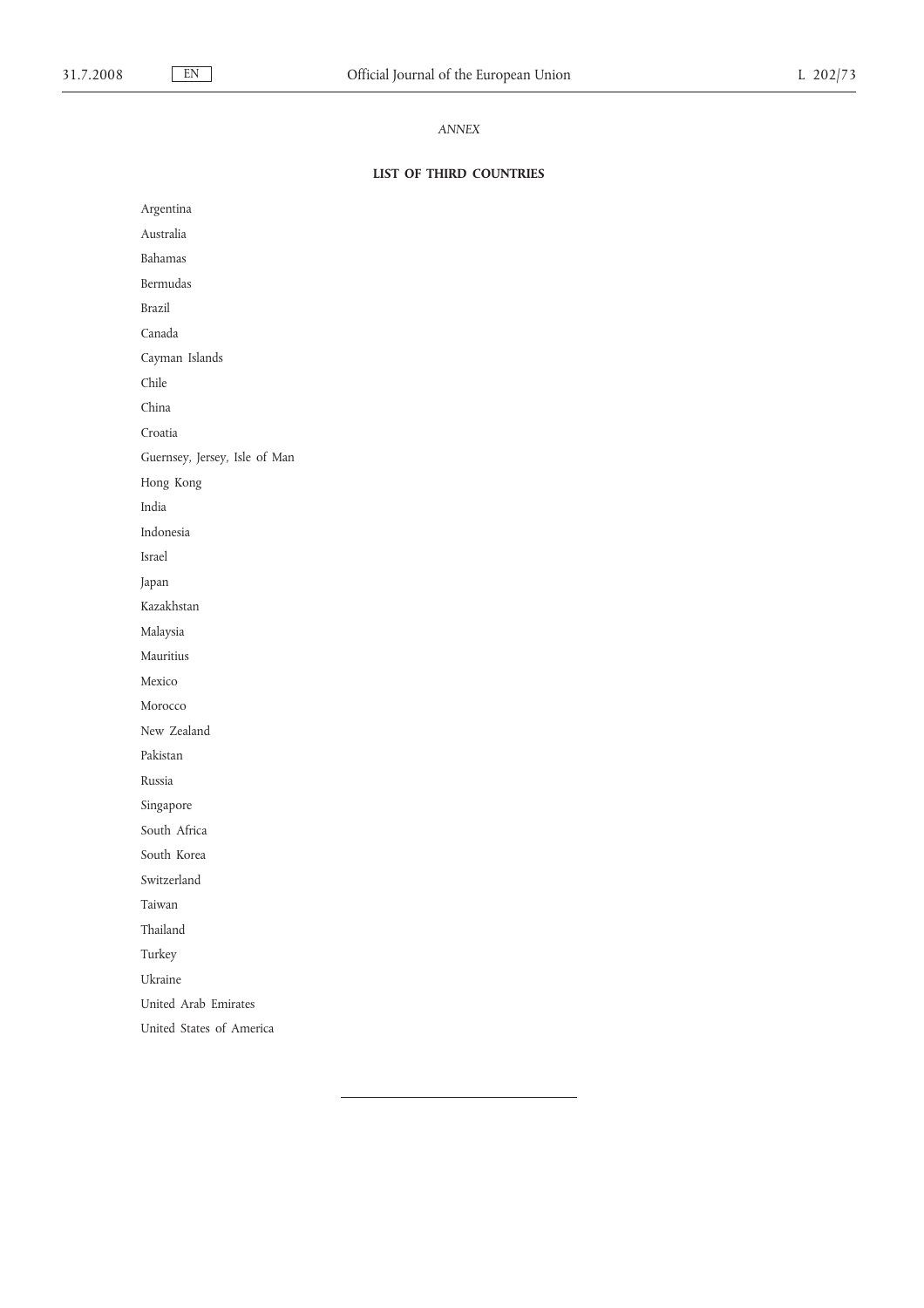*ANNEX*

**LIST OF THIRD COUNTRIES**

Argentina

Australia

Bahamas

Bermudas

Brazil

Canada

Cayman Islands

Chile

China

Croatia

Guernsey, Jersey, Isle of Man

Hong Kong

India

Indonesia

Israel

Japan

Kazakhstan

Malaysia

Mauritius

Mexico

Morocco

New Zealand

Pakistan

Russia

Singapore

South Africa

South Korea

Switzerland

Taiwan

Thailand

Turkey

Ukraine

United Arab Emirates

United States of America